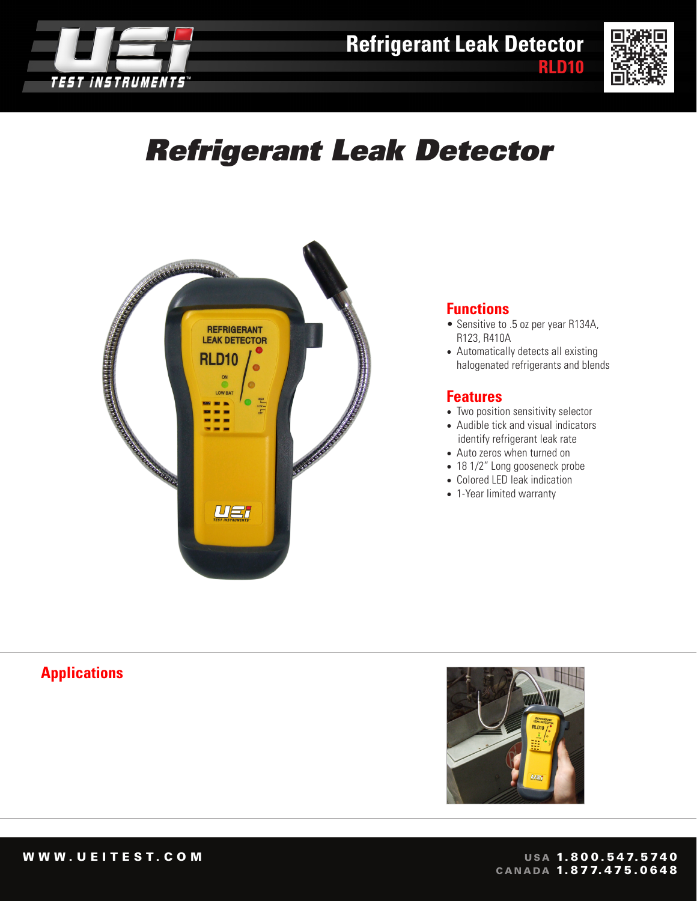# Refrigerant Leak Detector

**RLD10**

## Refrigerant Leak Detector

## Functions

- Sensitive to .5 oz per year R134A, R123, R410A
- Automatically detects all existing halogenated refrigerants and blends

## Features

- Two position sensitivity selector
- Audible tick and visual indicators identify refrigerant leak rate
- Auto zeros when turned on
- 18 1/2" Long gooseneck probe
- Colored LED leak indication
- 1-Year limited warranty

## Applications

WWW.UEITEST.COM

USA 1.800.547.5740
CANADA 1.877.475.0648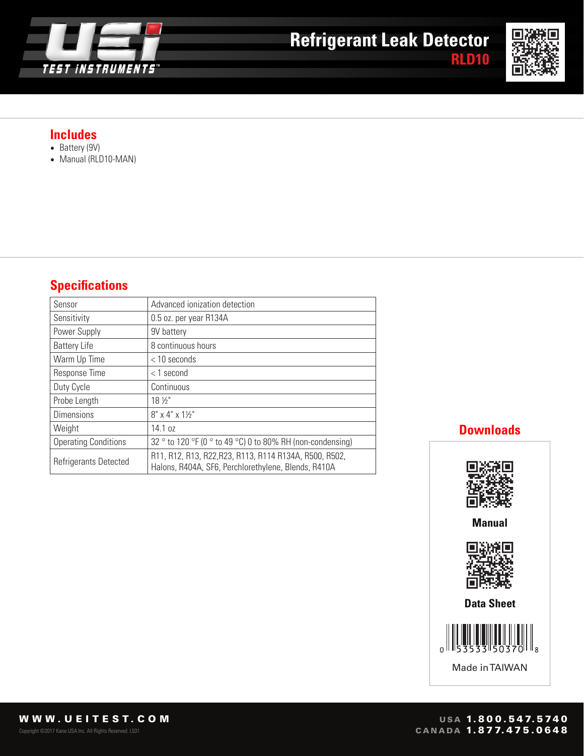# Refrigerant Leak Detector

**RLD10**

## Includes

- Battery (9V)
- Manual (RLD10-MAN)

## Specifications

| | |
|---|---|
| Sensor | Advanced ionization detection |
| Sensitivity | 0.5 oz. per year R134A |
| Power Supply | 9V battery |
| Battery Life | 8 continuous hours |
| Warm Up Time | < 10 seconds |
| Response Time | < 1 second |
| Duty Cycle | Continuous |
| Probe Length | 18 ½" |
| Dimensions | 8" x 4" x 1½" |
| Weight | 14.1 oz |
| Operating Conditions | 32 ° to 120 °F (0 ° to 49 °C) 0 to 80% RH (non-condensing) |
| Refrigerants Detected | R11, R12, R13, R22,R23, R113, R114 R134A, R500, R502, Halons, R404A, SF6, Perchlorethylene, Blends, R410A |

## Downloads

**Manual**

**Data Sheet**

0 53533 50370 8

Made in TAIWAN

**WWW.UEITEST.COM**

Copyright ©2017 Kane USA Inc. All Rights Reserved. L531

USA 1.800.547.5740
CANADA 1.877.475.0648